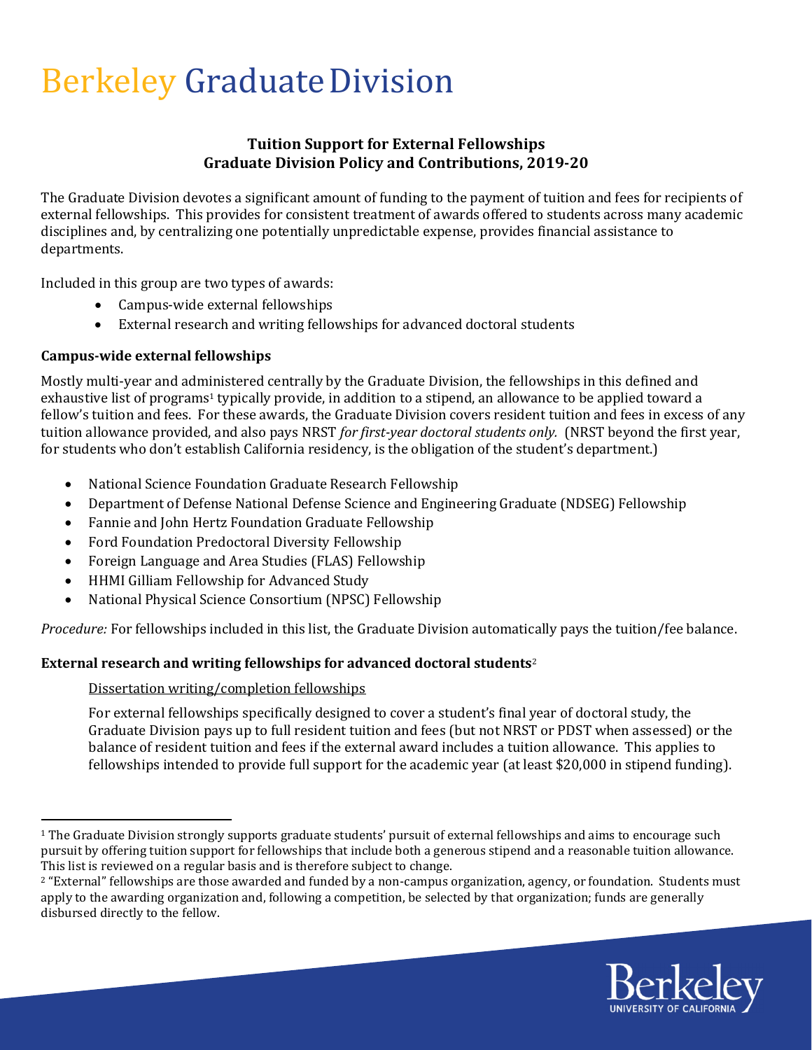# Berkeley Graduate Division

## Tuition Support for External Fellowships
## Graduate Division Policy and Contributions, 2019-20

The Graduate Division devotes a significant amount of funding to the payment of tuition and fees for recipients of external fellowships. This provides for consistent treatment of awards offered to students across many academic disciplines and, by centralizing one potentially unpredictable expense, provides financial assistance to departments.

Included in this group are two types of awards:

- Campus-wide external fellowships
- External research and writing fellowships for advanced doctoral students

### Campus-wide external fellowships

Mostly multi-year and administered centrally by the Graduate Division, the fellowships in this defined and exhaustive list of programs[1] typically provide, in addition to a stipend, an allowance to be applied toward a fellow's tuition and fees. For these awards, the Graduate Division covers resident tuition and fees in excess of any tuition allowance provided, and also pays NRST *for first-year doctoral students only.* (NRST beyond the first year, for students who don't establish California residency, is the obligation of the student's department.)

- National Science Foundation Graduate Research Fellowship
- Department of Defense National Defense Science and Engineering Graduate (NDSEG) Fellowship
- Fannie and John Hertz Foundation Graduate Fellowship
- Ford Foundation Predoctoral Diversity Fellowship
- Foreign Language and Area Studies (FLAS) Fellowship
- HHMI Gilliam Fellowship for Advanced Study
- National Physical Science Consortium (NPSC) Fellowship

*Procedure:* For fellowships included in this list, the Graduate Division automatically pays the tuition/fee balance.

### External research and writing fellowships for advanced doctoral students[2]

Dissertation writing/completion fellowships

For external fellowships specifically designed to cover a student's final year of doctoral study, the Graduate Division pays up to full resident tuition and fees (but not NRST or PDST when assessed) or the balance of resident tuition and fees if the external award includes a tuition allowance. This applies to fellowships intended to provide full support for the academic year (at least $20,000 in stipend funding).

---

[1] The Graduate Division strongly supports graduate students' pursuit of external fellowships and aims to encourage such pursuit by offering tuition support for fellowships that include both a generous stipend and a reasonable tuition allowance. This list is reviewed on a regular basis and is therefore subject to change.

[2] "External" fellowships are those awarded and funded by a non-campus organization, agency, or foundation. Students must apply to the awarding organization and, following a competition, be selected by that organization; funds are generally disbursed directly to the fellow.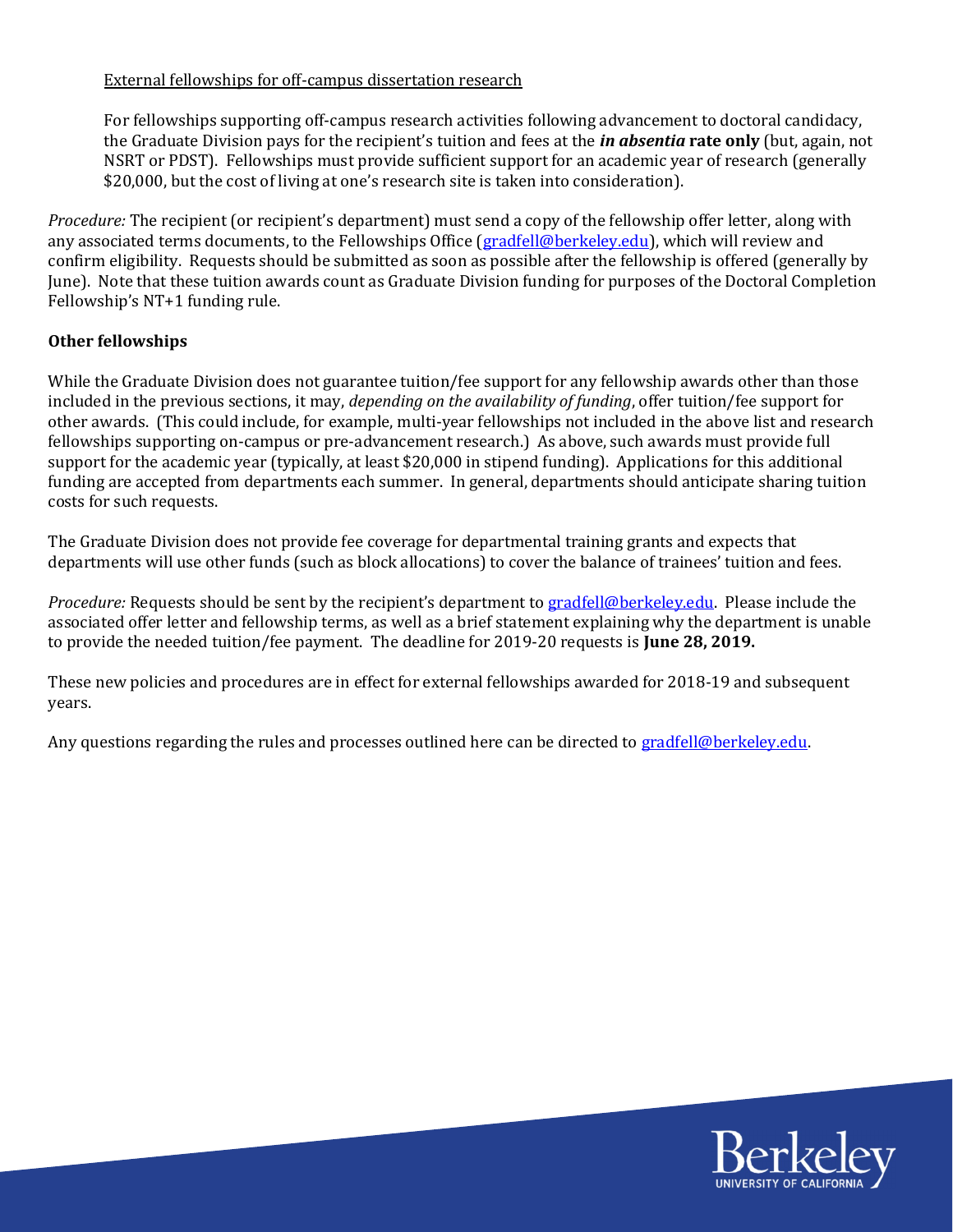External fellowships for off-campus dissertation research

For fellowships supporting off-campus research activities following advancement to doctoral candidacy, the Graduate Division pays for the recipient's tuition and fees at the ***in absentia*** **rate only** (but, again, not NSRT or PDST). Fellowships must provide sufficient support for an academic year of research (generally $20,000, but the cost of living at one's research site is taken into consideration).

*Procedure:* The recipient (or recipient's department) must send a copy of the fellowship offer letter, along with any associated terms documents, to the Fellowships Office (gradfell@berkeley.edu), which will review and confirm eligibility. Requests should be submitted as soon as possible after the fellowship is offered (generally by June). Note that these tuition awards count as Graduate Division funding for purposes of the Doctoral Completion Fellowship's NT+1 funding rule.

**Other fellowships**

While the Graduate Division does not guarantee tuition/fee support for any fellowship awards other than those included in the previous sections, it may, *depending on the availability of funding*, offer tuition/fee support for other awards. (This could include, for example, multi-year fellowships not included in the above list and research fellowships supporting on-campus or pre-advancement research.) As above, such awards must provide full support for the academic year (typically, at least $20,000 in stipend funding). Applications for this additional funding are accepted from departments each summer. In general, departments should anticipate sharing tuition costs for such requests.

The Graduate Division does not provide fee coverage for departmental training grants and expects that departments will use other funds (such as block allocations) to cover the balance of trainees' tuition and fees.

*Procedure:* Requests should be sent by the recipient's department to gradfell@berkeley.edu. Please include the associated offer letter and fellowship terms, as well as a brief statement explaining why the department is unable to provide the needed tuition/fee payment. The deadline for 2019-20 requests is **June 28, 2019.**

These new policies and procedures are in effect for external fellowships awarded for 2018-19 and subsequent years.

Any questions regarding the rules and processes outlined here can be directed to gradfell@berkeley.edu.